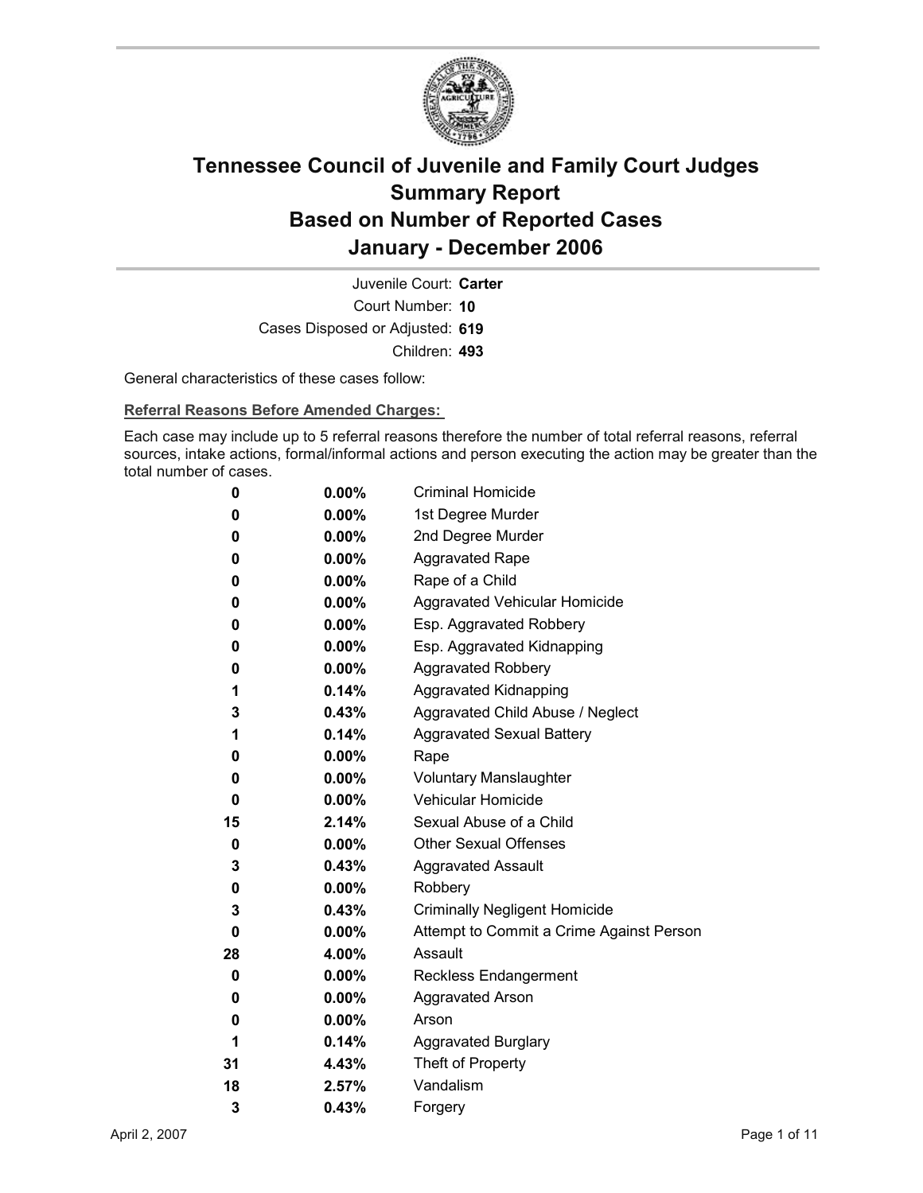# Tennessee Council of Juvenile and Family Court Judges
# Summary Report
# Based on Number of Reported Cases
# January - December 2006

Juvenile Court: **Carter**

Court Number: **10**

Cases Disposed or Adjusted: **619**

Children: **493**

General characteristics of these cases follow:

**Referral Reasons Before Amended Charges:**

Each case may include up to 5 referral reasons therefore the number of total referral reasons, referral sources, intake actions, formal/informal actions and person executing the action may be greater than the total number of cases.

| Count | Percent | Referral Reason |
|---|---|---|
| 0 | 0.00% | Criminal Homicide |
| 0 | 0.00% | 1st Degree Murder |
| 0 | 0.00% | 2nd Degree Murder |
| 0 | 0.00% | Aggravated Rape |
| 0 | 0.00% | Rape of a Child |
| 0 | 0.00% | Aggravated Vehicular Homicide |
| 0 | 0.00% | Esp. Aggravated Robbery |
| 0 | 0.00% | Esp. Aggravated Kidnapping |
| 0 | 0.00% | Aggravated Robbery |
| 1 | 0.14% | Aggravated Kidnapping |
| 3 | 0.43% | Aggravated Child Abuse / Neglect |
| 1 | 0.14% | Aggravated Sexual Battery |
| 0 | 0.00% | Rape |
| 0 | 0.00% | Voluntary Manslaughter |
| 0 | 0.00% | Vehicular Homicide |
| 15 | 2.14% | Sexual Abuse of a Child |
| 0 | 0.00% | Other Sexual Offenses |
| 3 | 0.43% | Aggravated Assault |
| 0 | 0.00% | Robbery |
| 3 | 0.43% | Criminally Negligent Homicide |
| 0 | 0.00% | Attempt to Commit a Crime Against Person |
| 28 | 4.00% | Assault |
| 0 | 0.00% | Reckless Endangerment |
| 0 | 0.00% | Aggravated Arson |
| 0 | 0.00% | Arson |
| 1 | 0.14% | Aggravated Burglary |
| 31 | 4.43% | Theft of Property |
| 18 | 2.57% | Vandalism |
| 3 | 0.43% | Forgery |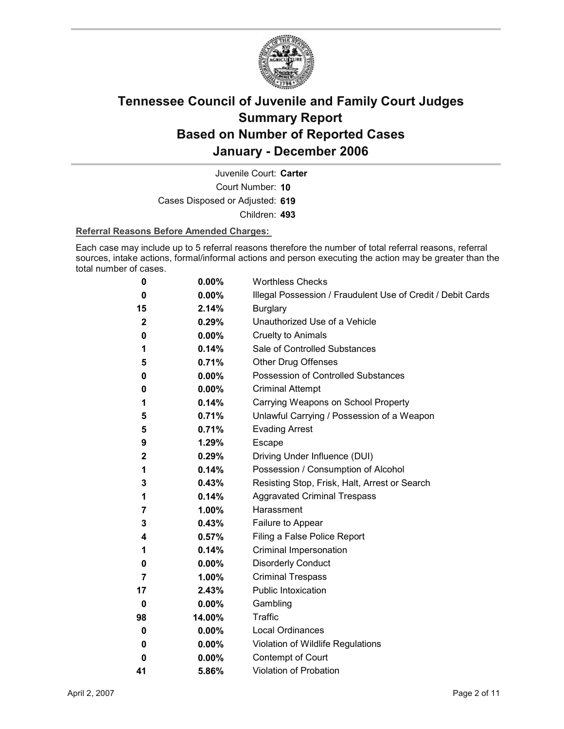# Tennessee Council of Juvenile and Family Court Judges Summary Report Based on Number of Reported Cases January - December 2006

Juvenile Court: **Carter**

Court Number: **10**

Cases Disposed or Adjusted: **619**

Children: **493**

**Referral Reasons Before Amended Charges:**

Each case may include up to 5 referral reasons therefore the number of total referral reasons, referral sources, intake actions, formal/informal actions and person executing the action may be greater than the total number of cases.

| Count | Percent | Referral Reason |
|---|---|---|
| 0 | 0.00% | Worthless Checks |
| 0 | 0.00% | Illegal Possession / Fraudulent Use of Credit / Debit Cards |
| 15 | 2.14% | Burglary |
| 2 | 0.29% | Unauthorized Use of a Vehicle |
| 0 | 0.00% | Cruelty to Animals |
| 1 | 0.14% | Sale of Controlled Substances |
| 5 | 0.71% | Other Drug Offenses |
| 0 | 0.00% | Possession of Controlled Substances |
| 0 | 0.00% | Criminal Attempt |
| 1 | 0.14% | Carrying Weapons on School Property |
| 5 | 0.71% | Unlawful Carrying / Possession of a Weapon |
| 5 | 0.71% | Evading Arrest |
| 9 | 1.29% | Escape |
| 2 | 0.29% | Driving Under Influence (DUI) |
| 1 | 0.14% | Possession / Consumption of Alcohol |
| 3 | 0.43% | Resisting Stop, Frisk, Halt, Arrest or Search |
| 1 | 0.14% | Aggravated Criminal Trespass |
| 7 | 1.00% | Harassment |
| 3 | 0.43% | Failure to Appear |
| 4 | 0.57% | Filing a False Police Report |
| 1 | 0.14% | Criminal Impersonation |
| 0 | 0.00% | Disorderly Conduct |
| 7 | 1.00% | Criminal Trespass |
| 17 | 2.43% | Public Intoxication |
| 0 | 0.00% | Gambling |
| 98 | 14.00% | Traffic |
| 0 | 0.00% | Local Ordinances |
| 0 | 0.00% | Violation of Wildlife Regulations |
| 0 | 0.00% | Contempt of Court |
| 41 | 5.86% | Violation of Probation |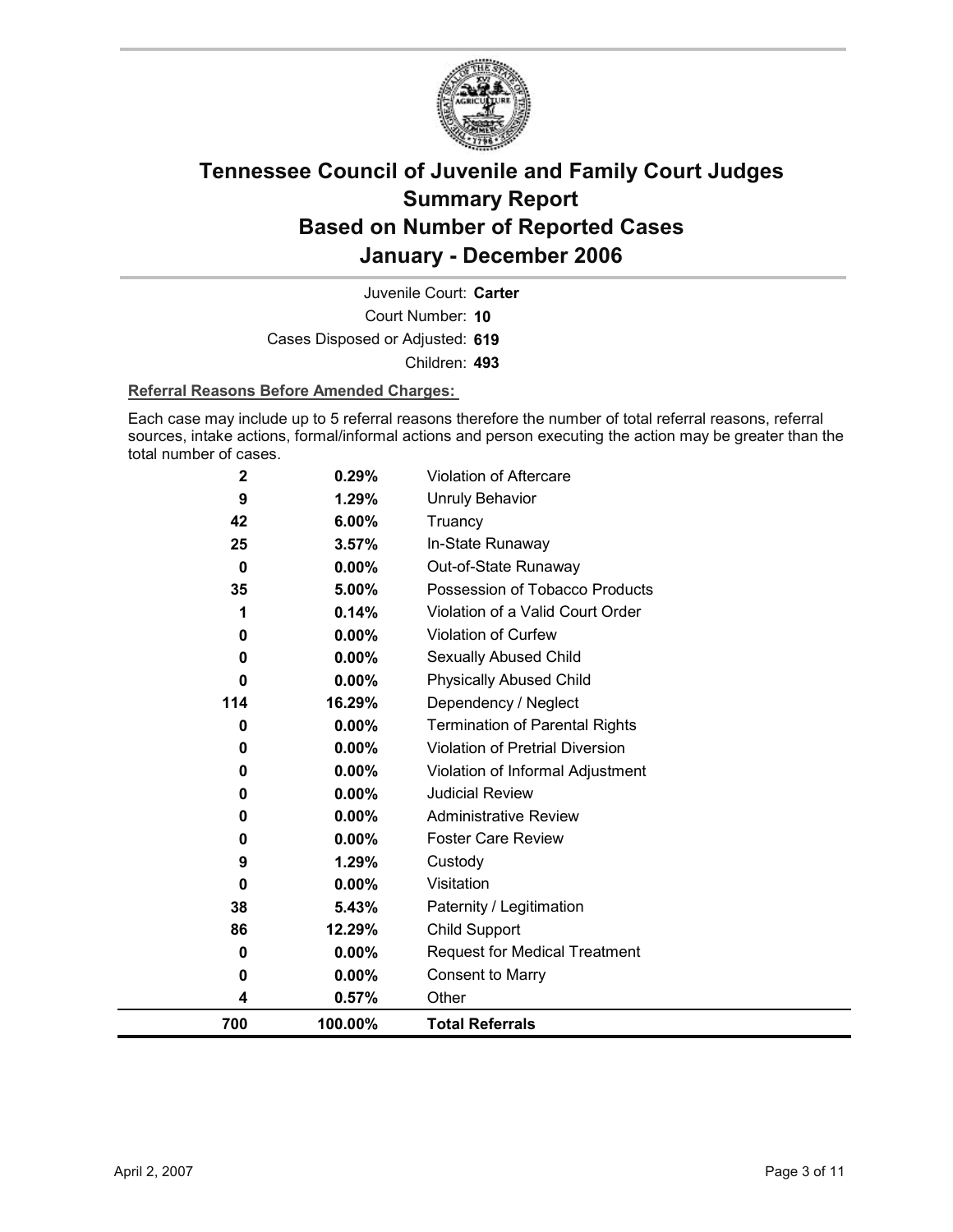# Tennessee Council of Juvenile and Family Court Judges
# Summary Report
# Based on Number of Reported Cases
# January - December 2006

Juvenile Court: **Carter**

Court Number: **10**

Cases Disposed or Adjusted: **619**

Children: **493**

**Referral Reasons Before Amended Charges:**

Each case may include up to 5 referral reasons therefore the number of total referral reasons, referral sources, intake actions, formal/informal actions and person executing the action may be greater than the total number of cases.

| | | |
|---|---|---|
| **2** | **0.29%** | Violation of Aftercare |
| **9** | **1.29%** | Unruly Behavior |
| **42** | **6.00%** | Truancy |
| **25** | **3.57%** | In-State Runaway |
| **0** | **0.00%** | Out-of-State Runaway |
| **35** | **5.00%** | Possession of Tobacco Products |
| **1** | **0.14%** | Violation of a Valid Court Order |
| **0** | **0.00%** | Violation of Curfew |
| **0** | **0.00%** | Sexually Abused Child |
| **0** | **0.00%** | Physically Abused Child |
| **114** | **16.29%** | Dependency / Neglect |
| **0** | **0.00%** | Termination of Parental Rights |
| **0** | **0.00%** | Violation of Pretrial Diversion |
| **0** | **0.00%** | Violation of Informal Adjustment |
| **0** | **0.00%** | Judicial Review |
| **0** | **0.00%** | Administrative Review |
| **0** | **0.00%** | Foster Care Review |
| **9** | **1.29%** | Custody |
| **0** | **0.00%** | Visitation |
| **38** | **5.43%** | Paternity / Legitimation |
| **86** | **12.29%** | Child Support |
| **0** | **0.00%** | Request for Medical Treatment |
| **0** | **0.00%** | Consent to Marry |
| **4** | **0.57%** | Other |
| **700** | **100.00%** | **Total Referrals** |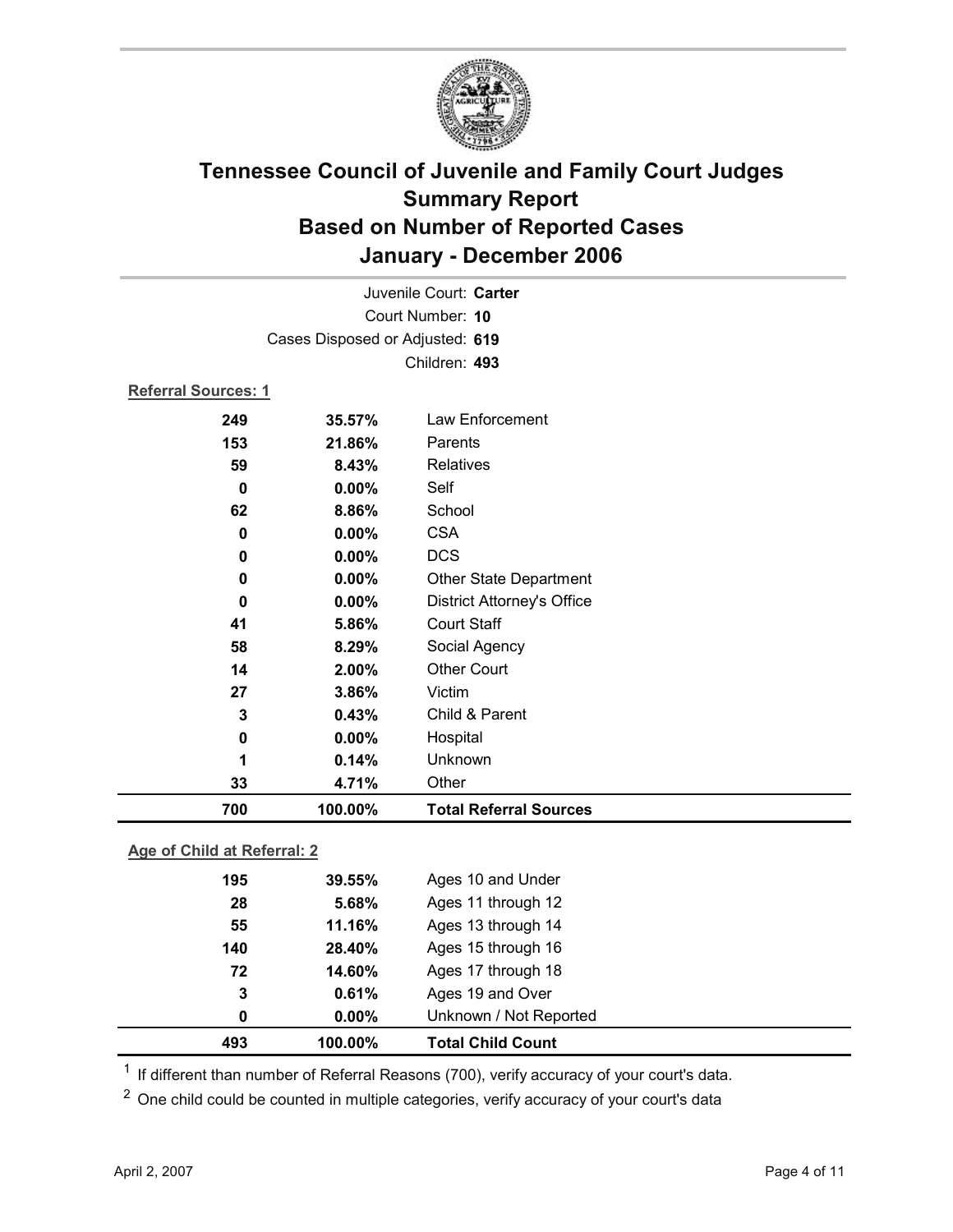# Tennessee Council of Juvenile and Family Court Judges
# Summary Report
# Based on Number of Reported Cases
# January - December 2006

Juvenile Court: **Carter**

Court Number: **10**

Cases Disposed or Adjusted: **619**

Children: **493**

**Referral Sources: 1**

| | | |
|---|---|---|
| **249** | **35.57%** | Law Enforcement |
| **153** | **21.86%** | Parents |
| **59** | **8.43%** | Relatives |
| **0** | **0.00%** | Self |
| **62** | **8.86%** | School |
| **0** | **0.00%** | CSA |
| **0** | **0.00%** | DCS |
| **0** | **0.00%** | Other State Department |
| **0** | **0.00%** | District Attorney's Office |
| **41** | **5.86%** | Court Staff |
| **58** | **8.29%** | Social Agency |
| **14** | **2.00%** | Other Court |
| **27** | **3.86%** | Victim |
| **3** | **0.43%** | Child & Parent |
| **0** | **0.00%** | Hospital |
| **1** | **0.14%** | Unknown |
| **33** | **4.71%** | Other |
| **700** | **100.00%** | **Total Referral Sources** |

**Age of Child at Referral: 2**

| | | |
|---|---|---|
| **195** | **39.55%** | Ages 10 and Under |
| **28** | **5.68%** | Ages 11 through 12 |
| **55** | **11.16%** | Ages 13 through 14 |
| **140** | **28.40%** | Ages 15 through 16 |
| **72** | **14.60%** | Ages 17 through 18 |
| **3** | **0.61%** | Ages 19 and Over |
| **0** | **0.00%** | Unknown / Not Reported |
| **493** | **100.00%** | **Total Child Count** |

[1] If different than number of Referral Reasons (700), verify accuracy of your court's data.

[2] One child could be counted in multiple categories, verify accuracy of your court's data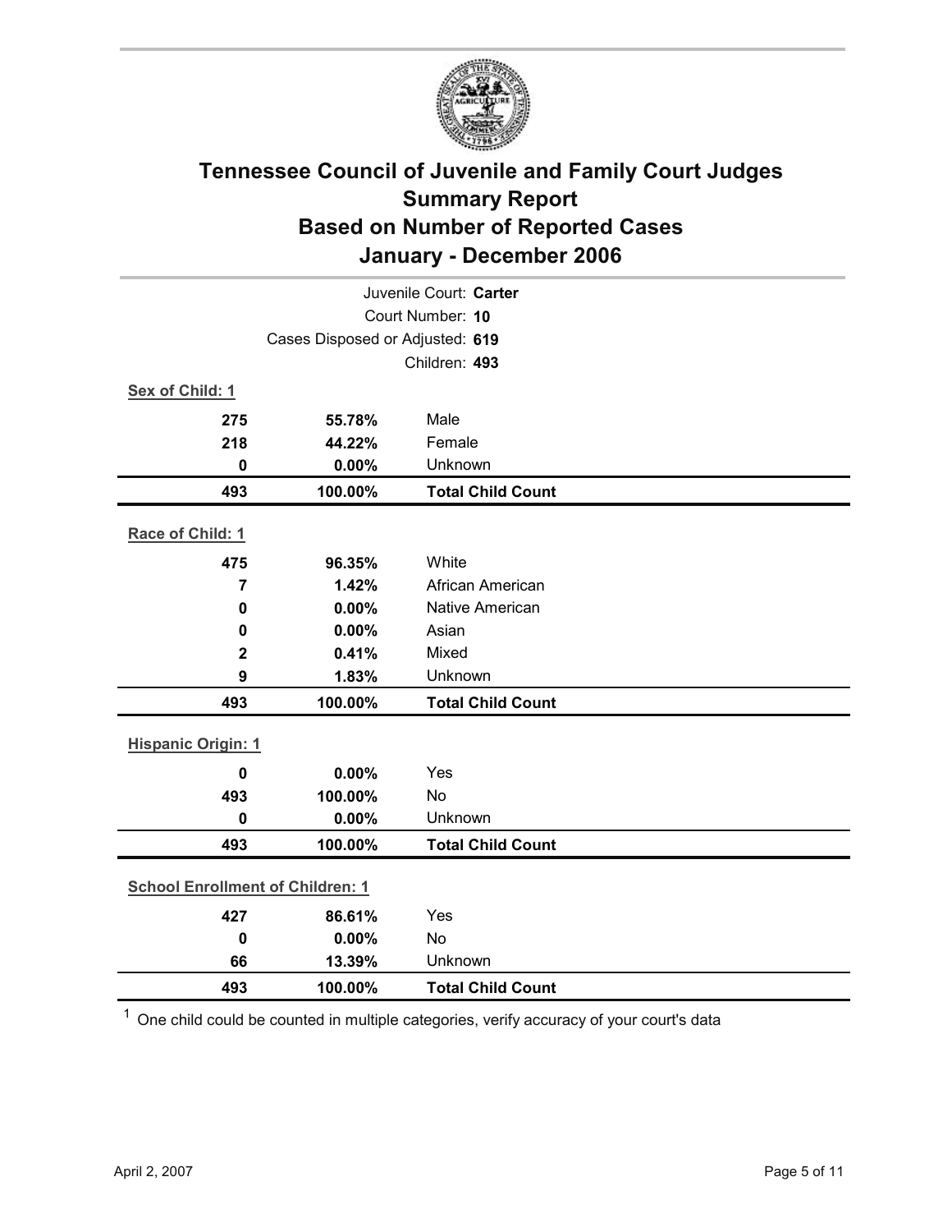# Tennessee Council of Juvenile and Family Court Judges
## Summary Report
## Based on Number of Reported Cases
## January - December 2006

Juvenile Court: **Carter**
Court Number: **10**
Cases Disposed or Adjusted: **619**
Children: **493**

**Sex of Child: 1**

| | | |
|---|---|---|
| **275** | **55.78%** | Male |
| **218** | **44.22%** | Female |
| **0** | **0.00%** | Unknown |
| **493** | **100.00%** | **Total Child Count** |

**Race of Child: 1**

| | | |
|---|---|---|
| **475** | **96.35%** | White |
| **7** | **1.42%** | African American |
| **0** | **0.00%** | Native American |
| **0** | **0.00%** | Asian |
| **2** | **0.41%** | Mixed |
| **9** | **1.83%** | Unknown |
| **493** | **100.00%** | **Total Child Count** |

**Hispanic Origin: 1**

| | | |
|---|---|---|
| **0** | **0.00%** | Yes |
| **493** | **100.00%** | No |
| **0** | **0.00%** | Unknown |
| **493** | **100.00%** | **Total Child Count** |

**School Enrollment of Children: 1**

| | | |
|---|---|---|
| **427** | **86.61%** | Yes |
| **0** | **0.00%** | No |
| **66** | **13.39%** | Unknown |
| **493** | **100.00%** | **Total Child Count** |

[1] One child could be counted in multiple categories, verify accuracy of your court's data

April 2, 2007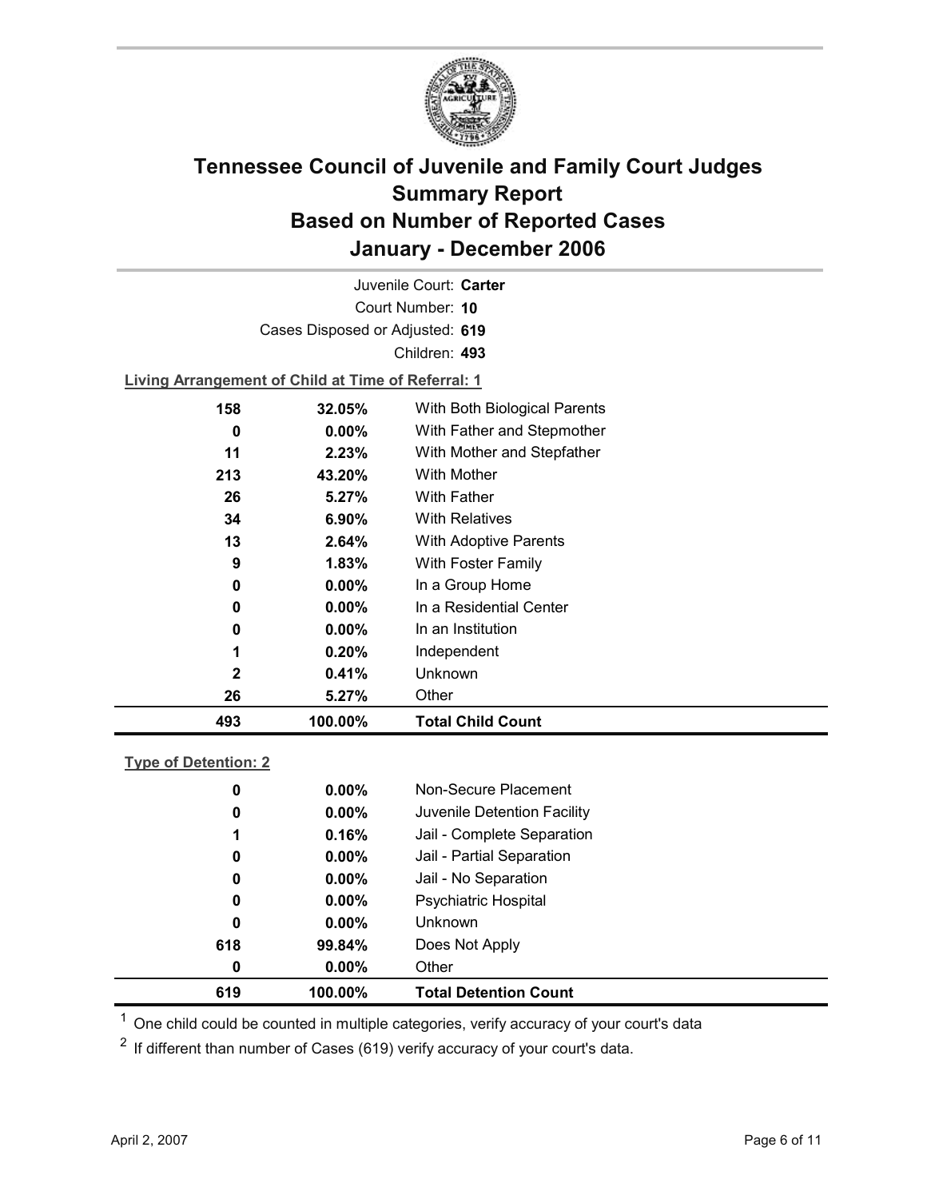# Tennessee Council of Juvenile and Family Court Judges
# Summary Report
# Based on Number of Reported Cases
# January - December 2006

Juvenile Court: **Carter**

Court Number: **10**

Cases Disposed or Adjusted: **619**

Children: **493**

**Living Arrangement of Child at Time of Referral: 1**

| | | |
|---|---|---|
| 158 | 32.05% | With Both Biological Parents |
| 0 | 0.00% | With Father and Stepmother |
| 11 | 2.23% | With Mother and Stepfather |
| 213 | 43.20% | With Mother |
| 26 | 5.27% | With Father |
| 34 | 6.90% | With Relatives |
| 13 | 2.64% | With Adoptive Parents |
| 9 | 1.83% | With Foster Family |
| 0 | 0.00% | In a Group Home |
| 0 | 0.00% | In a Residential Center |
| 0 | 0.00% | In an Institution |
| 1 | 0.20% | Independent |
| 2 | 0.41% | Unknown |
| 26 | 5.27% | Other |
| **493** | **100.00%** | **Total Child Count** |

**Type of Detention: 2**

| | | |
|---|---|---|
| 0 | 0.00% | Non-Secure Placement |
| 0 | 0.00% | Juvenile Detention Facility |
| 1 | 0.16% | Jail - Complete Separation |
| 0 | 0.00% | Jail - Partial Separation |
| 0 | 0.00% | Jail - No Separation |
| 0 | 0.00% | Psychiatric Hospital |
| 0 | 0.00% | Unknown |
| 618 | 99.84% | Does Not Apply |
| 0 | 0.00% | Other |
| **619** | **100.00%** | **Total Detention Count** |

[1] One child could be counted in multiple categories, verify accuracy of your court's data

[2] If different than number of Cases (619) verify accuracy of your court's data.

April 2, 2007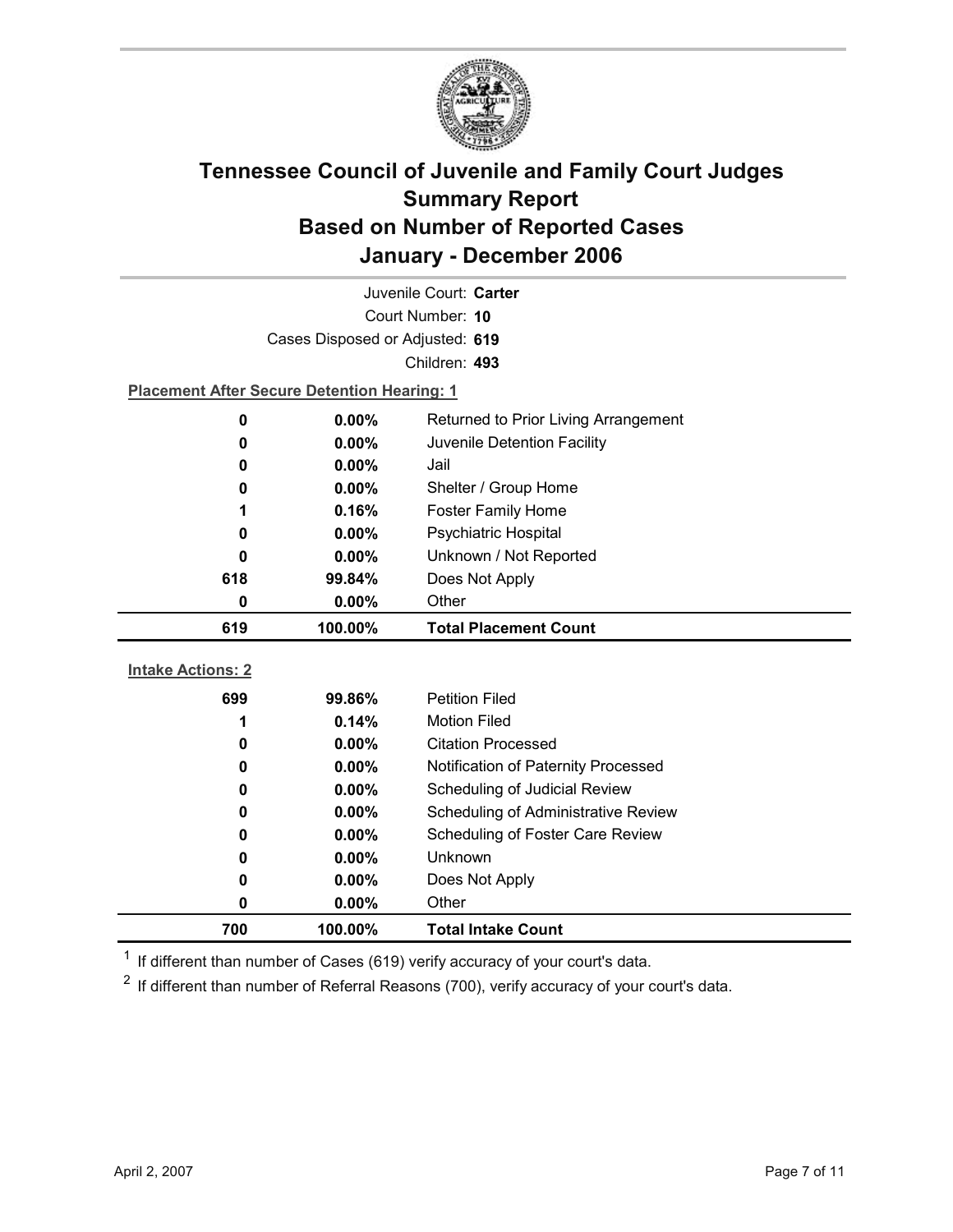# Tennessee Council of Juvenile and Family Court Judges Summary Report Based on Number of Reported Cases January - December 2006

Juvenile Court: **Carter**

Court Number: **10**

Cases Disposed or Adjusted: **619**

Children: **493**

**Placement After Secure Detention Hearing: 1**

| Count | Percent | Placement |
|---|---|---|
| 0 | 0.00% | Returned to Prior Living Arrangement |
| 0 | 0.00% | Juvenile Detention Facility |
| 0 | 0.00% | Jail |
| 0 | 0.00% | Shelter / Group Home |
| 1 | 0.16% | Foster Family Home |
| 0 | 0.00% | Psychiatric Hospital |
| 0 | 0.00% | Unknown / Not Reported |
| 618 | 99.84% | Does Not Apply |
| 0 | 0.00% | Other |
| **619** | **100.00%** | **Total Placement Count** |

**Intake Actions: 2**

| Count | Percent | Intake Action |
|---|---|---|
| 699 | 99.86% | Petition Filed |
| 1 | 0.14% | Motion Filed |
| 0 | 0.00% | Citation Processed |
| 0 | 0.00% | Notification of Paternity Processed |
| 0 | 0.00% | Scheduling of Judicial Review |
| 0 | 0.00% | Scheduling of Administrative Review |
| 0 | 0.00% | Scheduling of Foster Care Review |
| 0 | 0.00% | Unknown |
| 0 | 0.00% | Does Not Apply |
| 0 | 0.00% | Other |
| **700** | **100.00%** | **Total Intake Count** |

[1] If different than number of Cases (619) verify accuracy of your court's data.

[2] If different than number of Referral Reasons (700), verify accuracy of your court's data.

April 2, 2007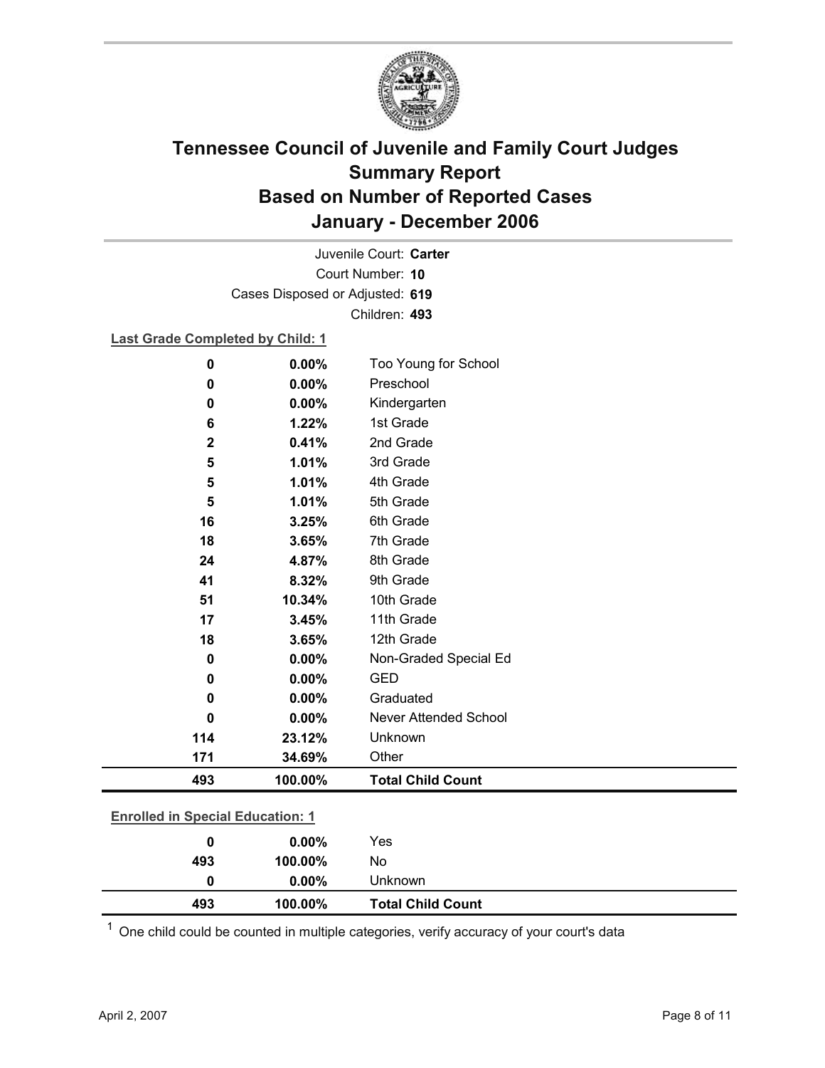# Tennessee Council of Juvenile and Family Court Judges
# Summary Report
# Based on Number of Reported Cases
# January - December 2006

Juvenile Court: **Carter**
Court Number: **10**
Cases Disposed or Adjusted: **619**
Children: **493**

**Last Grade Completed by Child: 1**

| Count | Percent | Category |
|---|---|---|
| 0 | 0.00% | Too Young for School |
| 0 | 0.00% | Preschool |
| 0 | 0.00% | Kindergarten |
| 6 | 1.22% | 1st Grade |
| 2 | 0.41% | 2nd Grade |
| 5 | 1.01% | 3rd Grade |
| 5 | 1.01% | 4th Grade |
| 5 | 1.01% | 5th Grade |
| 16 | 3.25% | 6th Grade |
| 18 | 3.65% | 7th Grade |
| 24 | 4.87% | 8th Grade |
| 41 | 8.32% | 9th Grade |
| 51 | 10.34% | 10th Grade |
| 17 | 3.45% | 11th Grade |
| 18 | 3.65% | 12th Grade |
| 0 | 0.00% | Non-Graded Special Ed |
| 0 | 0.00% | GED |
| 0 | 0.00% | Graduated |
| 0 | 0.00% | Never Attended School |
| 114 | 23.12% | Unknown |
| 171 | 34.69% | Other |
| **493** | **100.00%** | **Total Child Count** |

**Enrolled in Special Education: 1**

| Count | Percent | Category |
|---|---|---|
| 0 | 0.00% | Yes |
| 493 | 100.00% | No |
| 0 | 0.00% | Unknown |
| **493** | **100.00%** | **Total Child Count** |

[1] One child could be counted in multiple categories, verify accuracy of your court's data

April 2, 2007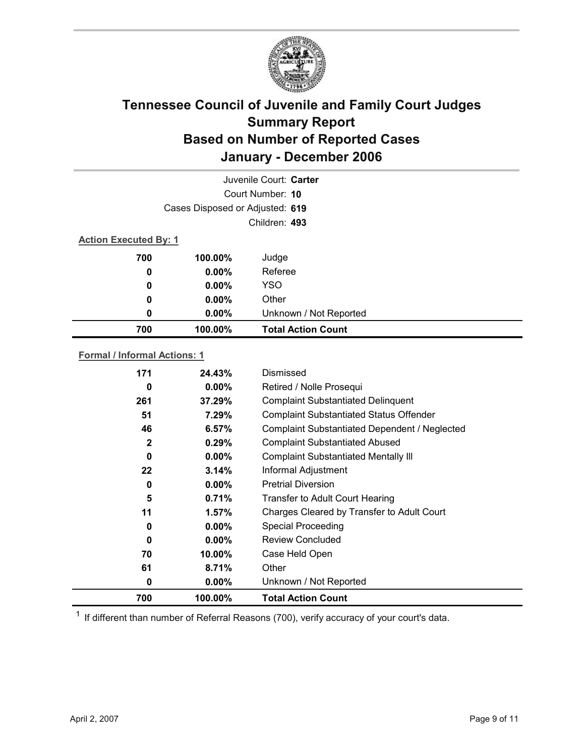# Tennessee Council of Juvenile and Family Court Judges
## Summary Report
## Based on Number of Reported Cases
## January - December 2006

Juvenile Court: **Carter**

Court Number: **10**

Cases Disposed or Adjusted: **619**

Children: **493**

**Action Executed By: 1**

| Count | Percent | Category |
|---|---|---|
| 700 | 100.00% | Judge |
| 0 | 0.00% | Referee |
| 0 | 0.00% | YSO |
| 0 | 0.00% | Other |
| 0 | 0.00% | Unknown / Not Reported |
| **700** | **100.00%** | **Total Action Count** |

**Formal / Informal Actions: 1**

| Count | Percent | Category |
|---|---|---|
| 171 | 24.43% | Dismissed |
| 0 | 0.00% | Retired / Nolle Prosequi |
| 261 | 37.29% | Complaint Substantiated Delinquent |
| 51 | 7.29% | Complaint Substantiated Status Offender |
| 46 | 6.57% | Complaint Substantiated Dependent / Neglected |
| 2 | 0.29% | Complaint Substantiated Abused |
| 0 | 0.00% | Complaint Substantiated Mentally Ill |
| 22 | 3.14% | Informal Adjustment |
| 0 | 0.00% | Pretrial Diversion |
| 5 | 0.71% | Transfer to Adult Court Hearing |
| 11 | 1.57% | Charges Cleared by Transfer to Adult Court |
| 0 | 0.00% | Special Proceeding |
| 0 | 0.00% | Review Concluded |
| 70 | 10.00% | Case Held Open |
| 61 | 8.71% | Other |
| 0 | 0.00% | Unknown / Not Reported |
| **700** | **100.00%** | **Total Action Count** |

[1] If different than number of Referral Reasons (700), verify accuracy of your court's data.

April 2, 2007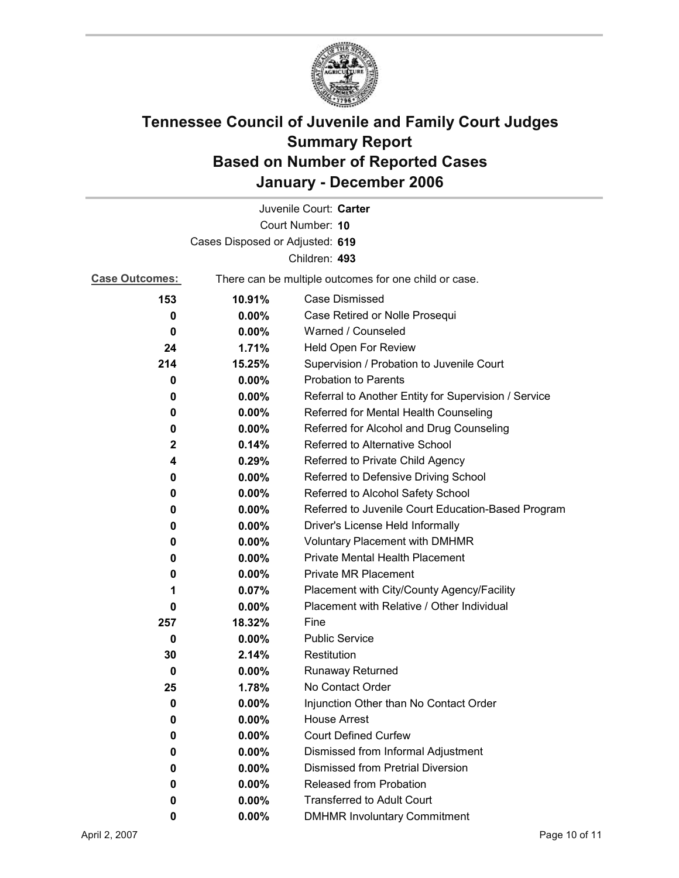# Tennessee Council of Juvenile and Family Court Judges
# Summary Report
# Based on Number of Reported Cases
# January - December 2006

Juvenile Court: **Carter**

Court Number: **10**

Cases Disposed or Adjusted: **619**

Children: **493**

**Case Outcomes:** There can be multiple outcomes for one child or case.

| Count | Percent | Outcome |
|---|---|---|
| 153 | 10.91% | Case Dismissed |
| 0 | 0.00% | Case Retired or Nolle Prosequi |
| 0 | 0.00% | Warned / Counseled |
| 24 | 1.71% | Held Open For Review |
| 214 | 15.25% | Supervision / Probation to Juvenile Court |
| 0 | 0.00% | Probation to Parents |
| 0 | 0.00% | Referral to Another Entity for Supervision / Service |
| 0 | 0.00% | Referred for Mental Health Counseling |
| 0 | 0.00% | Referred for Alcohol and Drug Counseling |
| 2 | 0.14% | Referred to Alternative School |
| 4 | 0.29% | Referred to Private Child Agency |
| 0 | 0.00% | Referred to Defensive Driving School |
| 0 | 0.00% | Referred to Alcohol Safety School |
| 0 | 0.00% | Referred to Juvenile Court Education-Based Program |
| 0 | 0.00% | Driver's License Held Informally |
| 0 | 0.00% | Voluntary Placement with DMHMR |
| 0 | 0.00% | Private Mental Health Placement |
| 0 | 0.00% | Private MR Placement |
| 1 | 0.07% | Placement with City/County Agency/Facility |
| 0 | 0.00% | Placement with Relative / Other Individual |
| 257 | 18.32% | Fine |
| 0 | 0.00% | Public Service |
| 30 | 2.14% | Restitution |
| 0 | 0.00% | Runaway Returned |
| 25 | 1.78% | No Contact Order |
| 0 | 0.00% | Injunction Other than No Contact Order |
| 0 | 0.00% | House Arrest |
| 0 | 0.00% | Court Defined Curfew |
| 0 | 0.00% | Dismissed from Informal Adjustment |
| 0 | 0.00% | Dismissed from Pretrial Diversion |
| 0 | 0.00% | Released from Probation |
| 0 | 0.00% | Transferred to Adult Court |
| 0 | 0.00% | DMHMR Involuntary Commitment |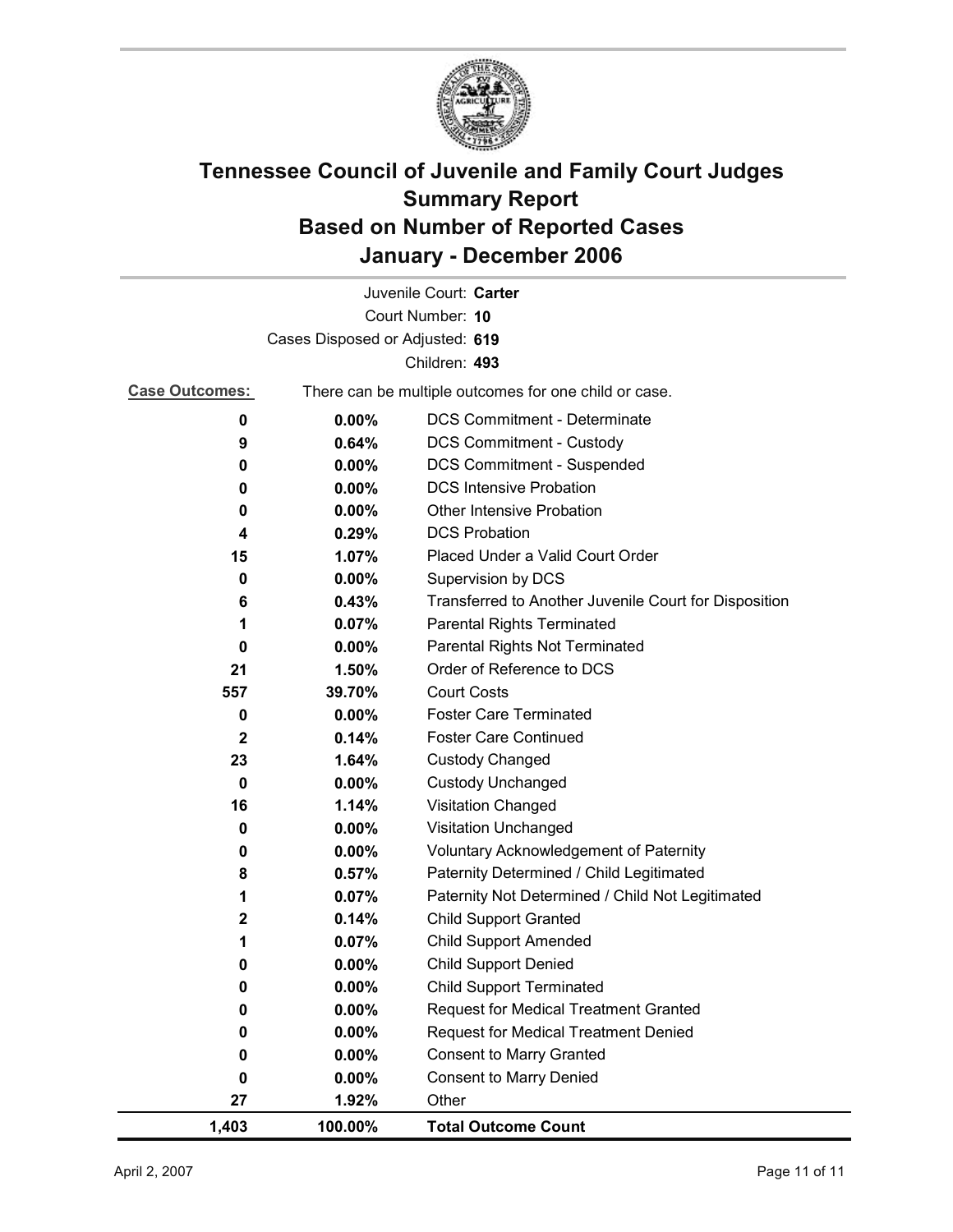# Tennessee Council of Juvenile and Family Court Judges
# Summary Report
# Based on Number of Reported Cases
# January - December 2006

Juvenile Court: **Carter**

Court Number: **10**

Cases Disposed or Adjusted: **619**

Children: **493**

**Case Outcomes:** There can be multiple outcomes for one child or case.

| | | |
|---|---|---|
| 0 | 0.00% | DCS Commitment - Determinate |
| 9 | 0.64% | DCS Commitment - Custody |
| 0 | 0.00% | DCS Commitment - Suspended |
| 0 | 0.00% | DCS Intensive Probation |
| 0 | 0.00% | Other Intensive Probation |
| 4 | 0.29% | DCS Probation |
| 15 | 1.07% | Placed Under a Valid Court Order |
| 0 | 0.00% | Supervision by DCS |
| 6 | 0.43% | Transferred to Another Juvenile Court for Disposition |
| 1 | 0.07% | Parental Rights Terminated |
| 0 | 0.00% | Parental Rights Not Terminated |
| 21 | 1.50% | Order of Reference to DCS |
| 557 | 39.70% | Court Costs |
| 0 | 0.00% | Foster Care Terminated |
| 2 | 0.14% | Foster Care Continued |
| 23 | 1.64% | Custody Changed |
| 0 | 0.00% | Custody Unchanged |
| 16 | 1.14% | Visitation Changed |
| 0 | 0.00% | Visitation Unchanged |
| 0 | 0.00% | Voluntary Acknowledgement of Paternity |
| 8 | 0.57% | Paternity Determined / Child Legitimated |
| 1 | 0.07% | Paternity Not Determined / Child Not Legitimated |
| 2 | 0.14% | Child Support Granted |
| 1 | 0.07% | Child Support Amended |
| 0 | 0.00% | Child Support Denied |
| 0 | 0.00% | Child Support Terminated |
| 0 | 0.00% | Request for Medical Treatment Granted |
| 0 | 0.00% | Request for Medical Treatment Denied |
| 0 | 0.00% | Consent to Marry Granted |
| 0 | 0.00% | Consent to Marry Denied |
| 27 | 1.92% | Other |
| **1,403** | **100.00%** | **Total Outcome Count** |

April 2, 2007